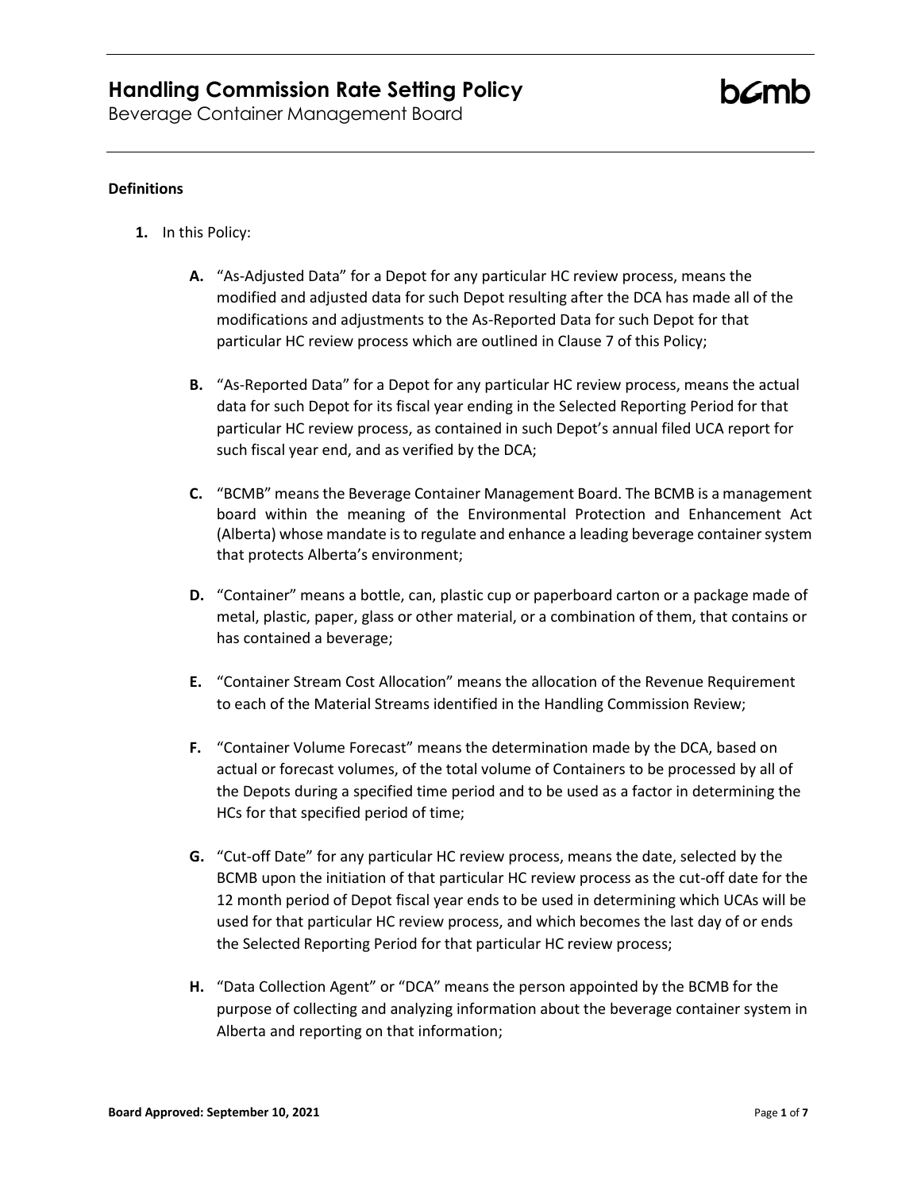# Handling Commission Rate Setting Policy

Beverage Container Management Board

### Definitions

1. In this Policy:

   A. "As-Adjusted Data" for a Depot for any particular HC review process, means the modified and adjusted data for such Depot resulting after the DCA has made all of the modifications and adjustments to the As-Reported Data for such Depot for that particular HC review process which are outlined in Clause 7 of this Policy;

   B. "As-Reported Data" for a Depot for any particular HC review process, means the actual data for such Depot for its fiscal year ending in the Selected Reporting Period for that particular HC review process, as contained in such Depot's annual filed UCA report for such fiscal year end, and as verified by the DCA;

   C. "BCMB" means the Beverage Container Management Board. The BCMB is a management board within the meaning of the Environmental Protection and Enhancement Act (Alberta) whose mandate is to regulate and enhance a leading beverage container system that protects Alberta's environment;

   D. "Container" means a bottle, can, plastic cup or paperboard carton or a package made of metal, plastic, paper, glass or other material, or a combination of them, that contains or has contained a beverage;

   E. "Container Stream Cost Allocation" means the allocation of the Revenue Requirement to each of the Material Streams identified in the Handling Commission Review;

   F. "Container Volume Forecast" means the determination made by the DCA, based on actual or forecast volumes, of the total volume of Containers to be processed by all of the Depots during a specified time period and to be used as a factor in determining the HCs for that specified period of time;

   G. "Cut-off Date" for any particular HC review process, means the date, selected by the BCMB upon the initiation of that particular HC review process as the cut-off date for the 12 month period of Depot fiscal year ends to be used in determining which UCAs will be used for that particular HC review process, and which becomes the last day of or ends the Selected Reporting Period for that particular HC review process;

   H. "Data Collection Agent" or "DCA" means the person appointed by the BCMB for the purpose of collecting and analyzing information about the beverage container system in Alberta and reporting on that information;

**Board Approved: September 10, 2021**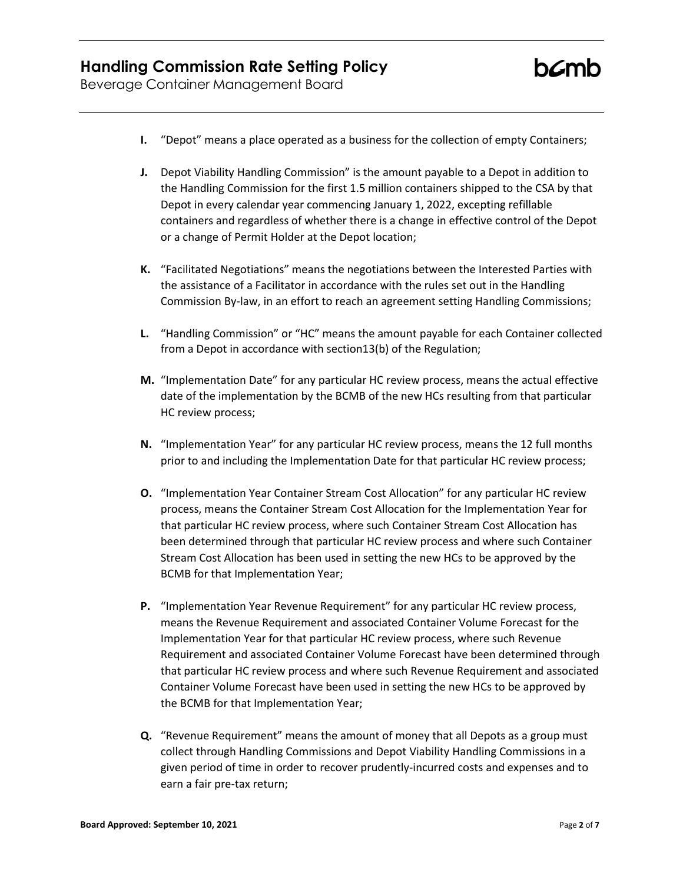**I.** "Depot" means a place operated as a business for the collection of empty Containers;

**J.** Depot Viability Handling Commission" is the amount payable to a Depot in addition to the Handling Commission for the first 1.5 million containers shipped to the CSA by that Depot in every calendar year commencing January 1, 2022, excepting refillable containers and regardless of whether there is a change in effective control of the Depot or a change of Permit Holder at the Depot location;

**K.** "Facilitated Negotiations" means the negotiations between the Interested Parties with the assistance of a Facilitator in accordance with the rules set out in the Handling Commission By-law, in an effort to reach an agreement setting Handling Commissions;

**L.** "Handling Commission" or "HC" means the amount payable for each Container collected from a Depot in accordance with section13(b) of the Regulation;

**M.** "Implementation Date" for any particular HC review process, means the actual effective date of the implementation by the BCMB of the new HCs resulting from that particular HC review process;

**N.** "Implementation Year" for any particular HC review process, means the 12 full months prior to and including the Implementation Date for that particular HC review process;

**O.** "Implementation Year Container Stream Cost Allocation" for any particular HC review process, means the Container Stream Cost Allocation for the Implementation Year for that particular HC review process, where such Container Stream Cost Allocation has been determined through that particular HC review process and where such Container Stream Cost Allocation has been used in setting the new HCs to be approved by the BCMB for that Implementation Year;

**P.** "Implementation Year Revenue Requirement" for any particular HC review process, means the Revenue Requirement and associated Container Volume Forecast for the Implementation Year for that particular HC review process, where such Revenue Requirement and associated Container Volume Forecast have been determined through that particular HC review process and where such Revenue Requirement and associated Container Volume Forecast have been used in setting the new HCs to be approved by the BCMB for that Implementation Year;

**Q.** "Revenue Requirement" means the amount of money that all Depots as a group must collect through Handling Commissions and Depot Viability Handling Commissions in a given period of time in order to recover prudently-incurred costs and expenses and to earn a fair pre-tax return;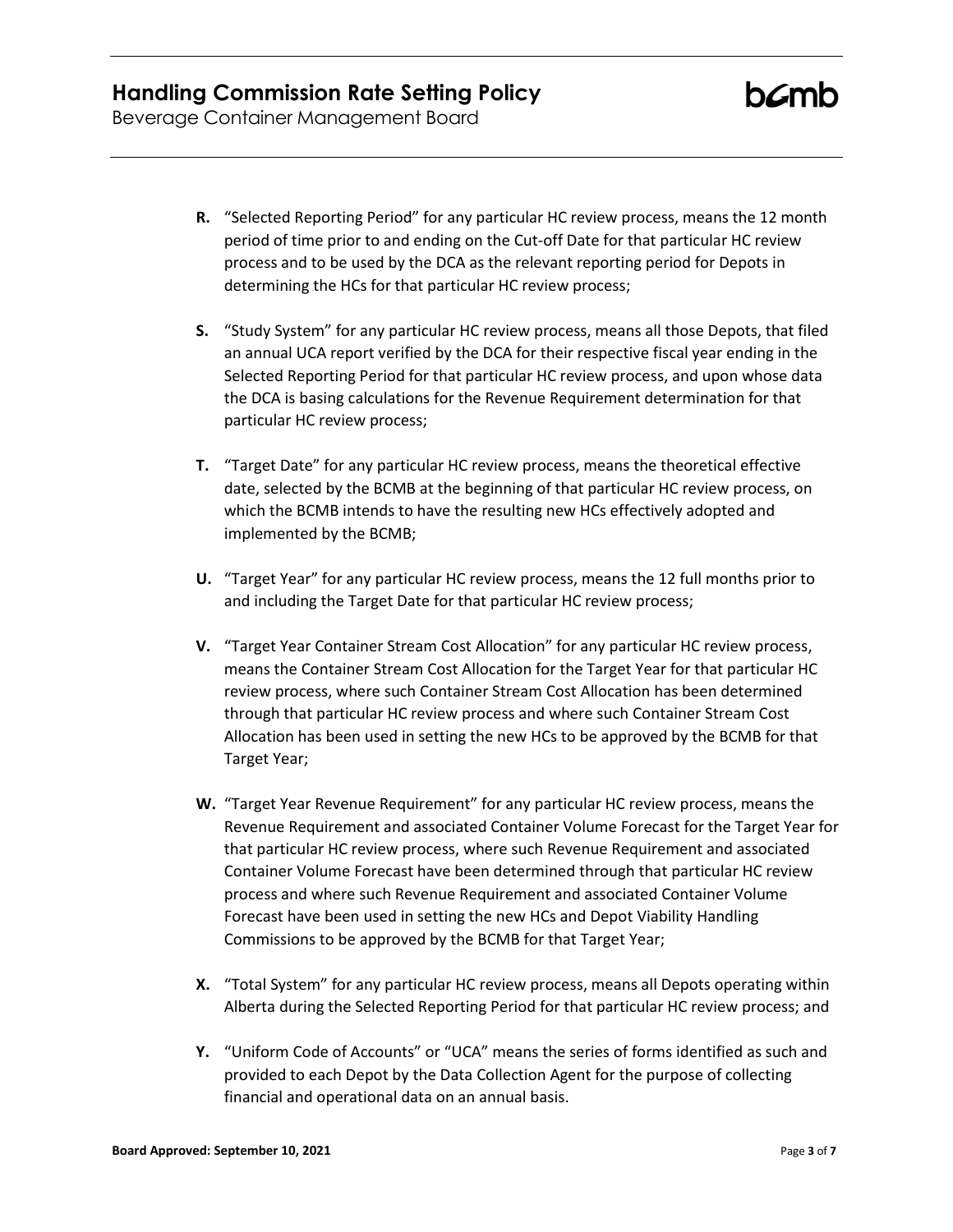**R.** "Selected Reporting Period" for any particular HC review process, means the 12 month period of time prior to and ending on the Cut-off Date for that particular HC review process and to be used by the DCA as the relevant reporting period for Depots in determining the HCs for that particular HC review process;

**S.** "Study System" for any particular HC review process, means all those Depots, that filed an annual UCA report verified by the DCA for their respective fiscal year ending in the Selected Reporting Period for that particular HC review process, and upon whose data the DCA is basing calculations for the Revenue Requirement determination for that particular HC review process;

**T.** "Target Date" for any particular HC review process, means the theoretical effective date, selected by the BCMB at the beginning of that particular HC review process, on which the BCMB intends to have the resulting new HCs effectively adopted and implemented by the BCMB;

**U.** "Target Year" for any particular HC review process, means the 12 full months prior to and including the Target Date for that particular HC review process;

**V.** "Target Year Container Stream Cost Allocation" for any particular HC review process, means the Container Stream Cost Allocation for the Target Year for that particular HC review process, where such Container Stream Cost Allocation has been determined through that particular HC review process and where such Container Stream Cost Allocation has been used in setting the new HCs to be approved by the BCMB for that Target Year;

**W.** "Target Year Revenue Requirement" for any particular HC review process, means the Revenue Requirement and associated Container Volume Forecast for the Target Year for that particular HC review process, where such Revenue Requirement and associated Container Volume Forecast have been determined through that particular HC review process and where such Revenue Requirement and associated Container Volume Forecast have been used in setting the new HCs and Depot Viability Handling Commissions to be approved by the BCMB for that Target Year;

**X.** "Total System" for any particular HC review process, means all Depots operating within Alberta during the Selected Reporting Period for that particular HC review process; and

**Y.** "Uniform Code of Accounts" or "UCA" means the series of forms identified as such and provided to each Depot by the Data Collection Agent for the purpose of collecting financial and operational data on an annual basis.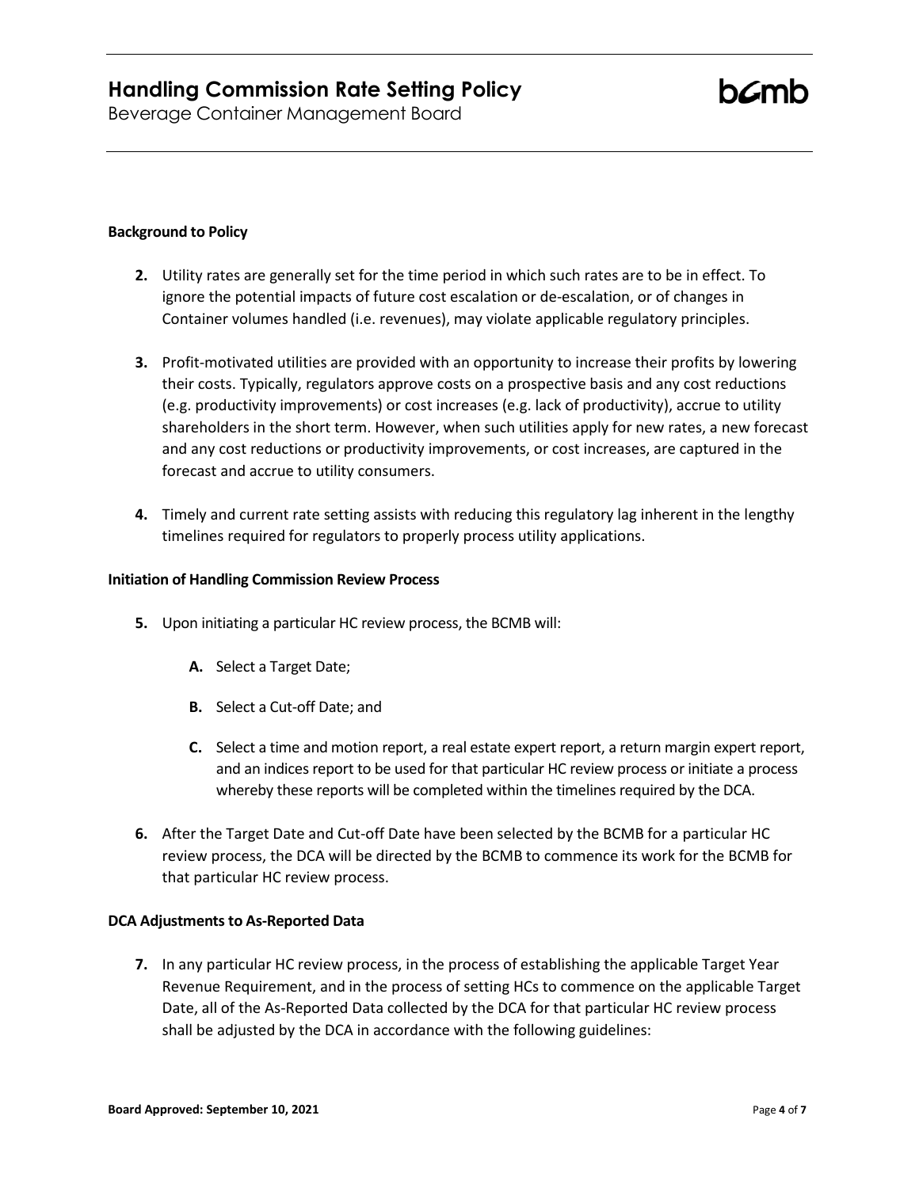**Background to Policy**

**2.** Utility rates are generally set for the time period in which such rates are to be in effect. To ignore the potential impacts of future cost escalation or de-escalation, or of changes in Container volumes handled (i.e. revenues), may violate applicable regulatory principles.

**3.** Profit-motivated utilities are provided with an opportunity to increase their profits by lowering their costs. Typically, regulators approve costs on a prospective basis and any cost reductions (e.g. productivity improvements) or cost increases (e.g. lack of productivity), accrue to utility shareholders in the short term. However, when such utilities apply for new rates, a new forecast and any cost reductions or productivity improvements, or cost increases, are captured in the forecast and accrue to utility consumers.

**4.** Timely and current rate setting assists with reducing this regulatory lag inherent in the lengthy timelines required for regulators to properly process utility applications.

**Initiation of Handling Commission Review Process**

**5.** Upon initiating a particular HC review process, the BCMB will:

- **A.** Select a Target Date;
- **B.** Select a Cut-off Date; and
- **C.** Select a time and motion report, a real estate expert report, a return margin expert report, and an indices report to be used for that particular HC review process or initiate a process whereby these reports will be completed within the timelines required by the DCA.

**6.** After the Target Date and Cut-off Date have been selected by the BCMB for a particular HC review process, the DCA will be directed by the BCMB to commence its work for the BCMB for that particular HC review process.

**DCA Adjustments to As-Reported Data**

**7.** In any particular HC review process, in the process of establishing the applicable Target Year Revenue Requirement, and in the process of setting HCs to commence on the applicable Target Date, all of the As-Reported Data collected by the DCA for that particular HC review process shall be adjusted by the DCA in accordance with the following guidelines: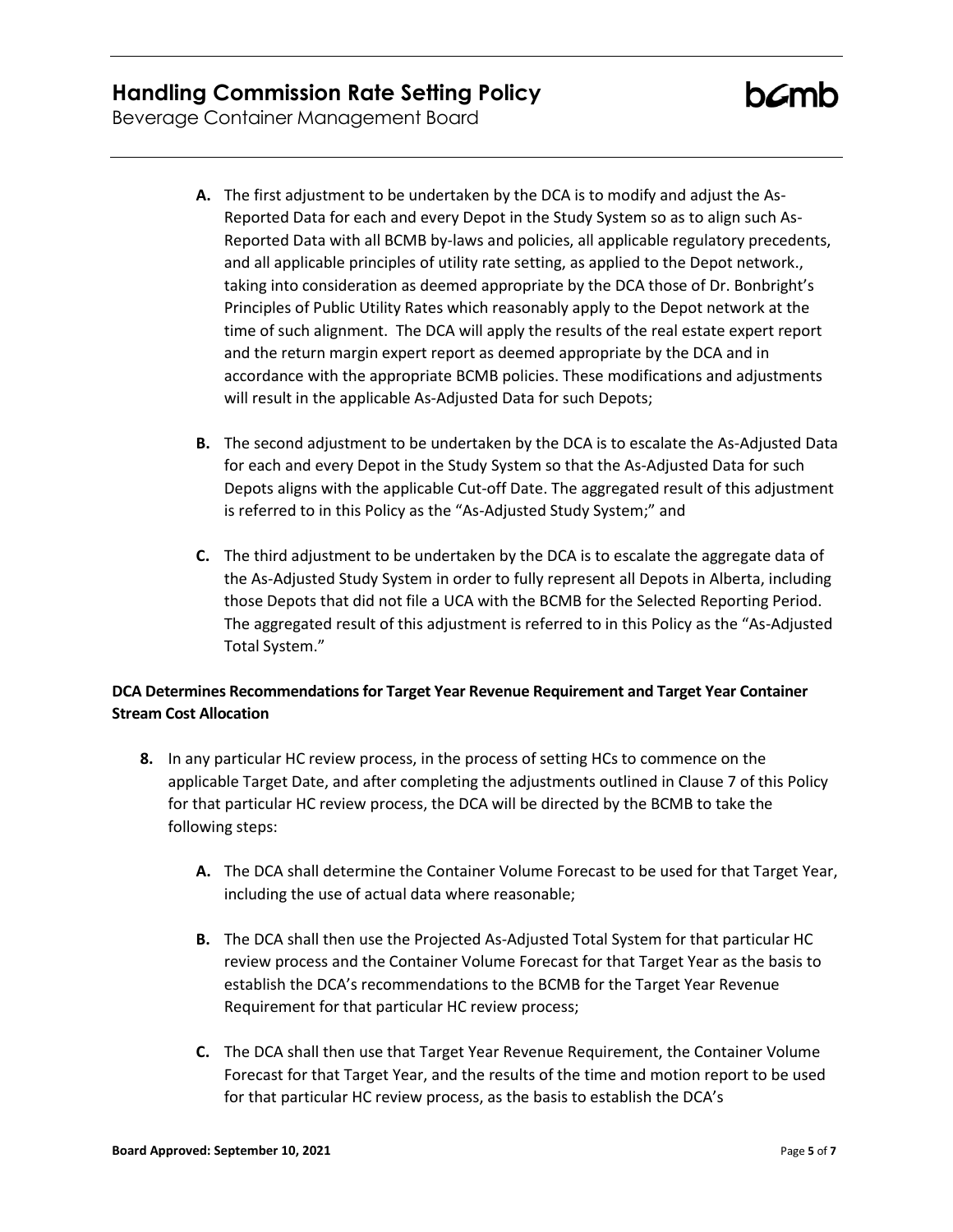**A.** The first adjustment to be undertaken by the DCA is to modify and adjust the As-Reported Data for each and every Depot in the Study System so as to align such As-Reported Data with all BCMB by-laws and policies, all applicable regulatory precedents, and all applicable principles of utility rate setting, as applied to the Depot network., taking into consideration as deemed appropriate by the DCA those of Dr. Bonbright's Principles of Public Utility Rates which reasonably apply to the Depot network at the time of such alignment. The DCA will apply the results of the real estate expert report and the return margin expert report as deemed appropriate by the DCA and in accordance with the appropriate BCMB policies. These modifications and adjustments will result in the applicable As-Adjusted Data for such Depots;

**B.** The second adjustment to be undertaken by the DCA is to escalate the As-Adjusted Data for each and every Depot in the Study System so that the As-Adjusted Data for such Depots aligns with the applicable Cut-off Date. The aggregated result of this adjustment is referred to in this Policy as the "As-Adjusted Study System;" and

**C.** The third adjustment to be undertaken by the DCA is to escalate the aggregate data of the As-Adjusted Study System in order to fully represent all Depots in Alberta, including those Depots that did not file a UCA with the BCMB for the Selected Reporting Period. The aggregated result of this adjustment is referred to in this Policy as the "As-Adjusted Total System."

**DCA Determines Recommendations for Target Year Revenue Requirement and Target Year Container Stream Cost Allocation**

**8.** In any particular HC review process, in the process of setting HCs to commence on the applicable Target Date, and after completing the adjustments outlined in Clause 7 of this Policy for that particular HC review process, the DCA will be directed by the BCMB to take the following steps:

**A.** The DCA shall determine the Container Volume Forecast to be used for that Target Year, including the use of actual data where reasonable;

**B.** The DCA shall then use the Projected As-Adjusted Total System for that particular HC review process and the Container Volume Forecast for that Target Year as the basis to establish the DCA's recommendations to the BCMB for the Target Year Revenue Requirement for that particular HC review process;

**C.** The DCA shall then use that Target Year Revenue Requirement, the Container Volume Forecast for that Target Year, and the results of the time and motion report to be used for that particular HC review process, as the basis to establish the DCA's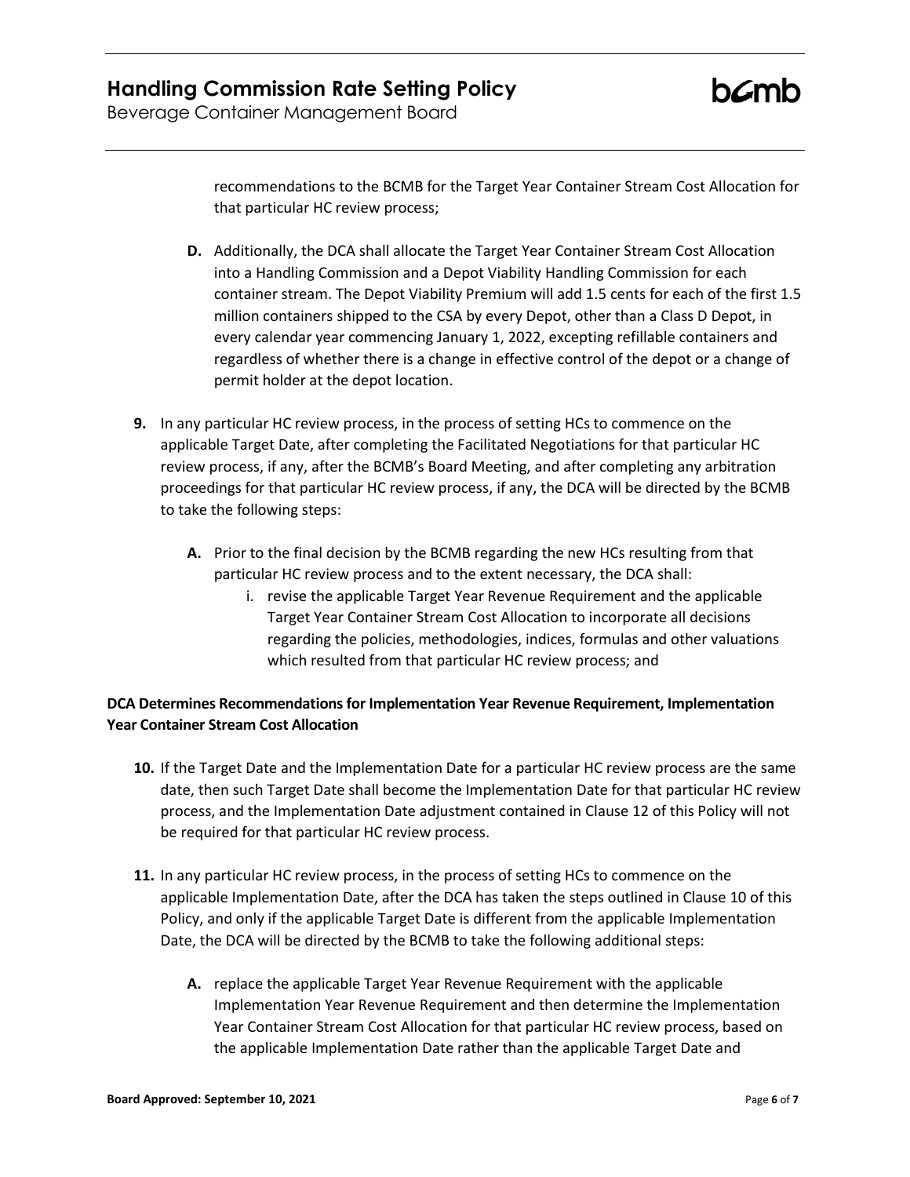recommendations to the BCMB for the Target Year Container Stream Cost Allocation for that particular HC review process;

**D.** Additionally, the DCA shall allocate the Target Year Container Stream Cost Allocation into a Handling Commission and a Depot Viability Handling Commission for each container stream. The Depot Viability Premium will add 1.5 cents for each of the first 1.5 million containers shipped to the CSA by every Depot, other than a Class D Depot, in every calendar year commencing January 1, 2022, excepting refillable containers and regardless of whether there is a change in effective control of the depot or a change of permit holder at the depot location.

**9.** In any particular HC review process, in the process of setting HCs to commence on the applicable Target Date, after completing the Facilitated Negotiations for that particular HC review process, if any, after the BCMB's Board Meeting, and after completing any arbitration proceedings for that particular HC review process, if any, the DCA will be directed by the BCMB to take the following steps:

**A.** Prior to the final decision by the BCMB regarding the new HCs resulting from that particular HC review process and to the extent necessary, the DCA shall:

i. revise the applicable Target Year Revenue Requirement and the applicable Target Year Container Stream Cost Allocation to incorporate all decisions regarding the policies, methodologies, indices, formulas and other valuations which resulted from that particular HC review process; and

**DCA Determines Recommendations for Implementation Year Revenue Requirement, Implementation Year Container Stream Cost Allocation**

**10.** If the Target Date and the Implementation Date for a particular HC review process are the same date, then such Target Date shall become the Implementation Date for that particular HC review process, and the Implementation Date adjustment contained in Clause 12 of this Policy will not be required for that particular HC review process.

**11.** In any particular HC review process, in the process of setting HCs to commence on the applicable Implementation Date, after the DCA has taken the steps outlined in Clause 10 of this Policy, and only if the applicable Target Date is different from the applicable Implementation Date, the DCA will be directed by the BCMB to take the following additional steps:

**A.** replace the applicable Target Year Revenue Requirement with the applicable Implementation Year Revenue Requirement and then determine the Implementation Year Container Stream Cost Allocation for that particular HC review process, based on the applicable Implementation Date rather than the applicable Target Date and

**Board Approved: September 10, 2021**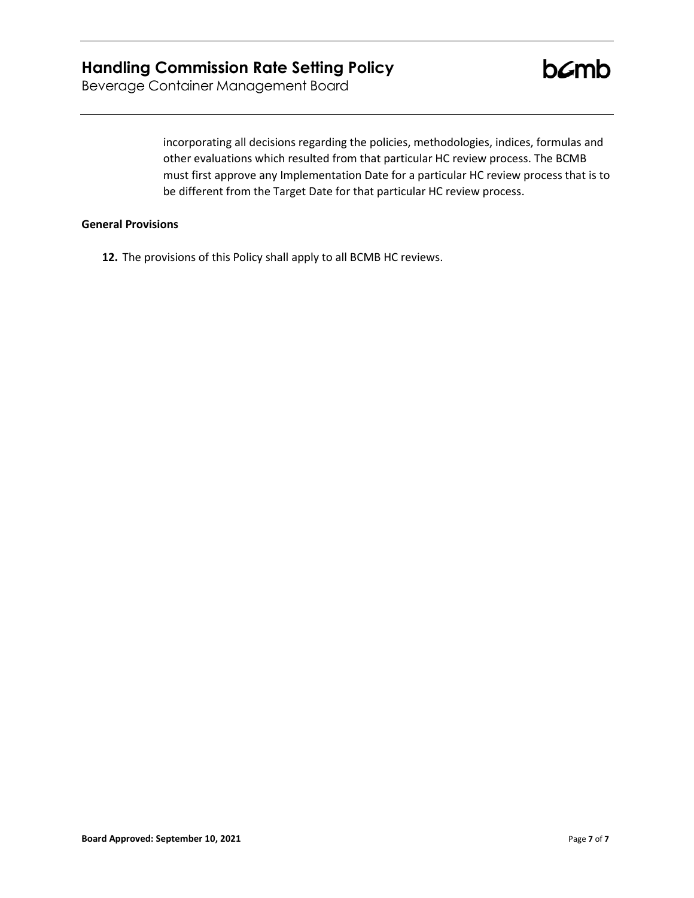incorporating all decisions regarding the policies, methodologies, indices, formulas and other evaluations which resulted from that particular HC review process. The BCMB must first approve any Implementation Date for a particular HC review process that is to be different from the Target Date for that particular HC review process.

**General Provisions**

**12.** The provisions of this Policy shall apply to all BCMB HC reviews.